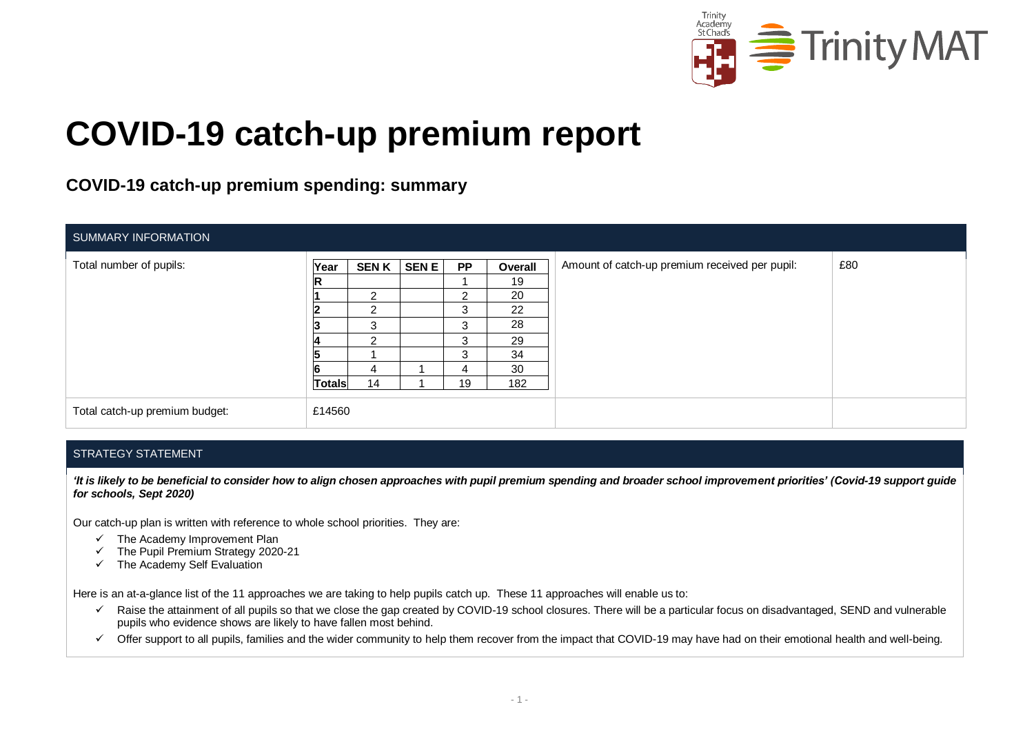# COVID-19 catch-up premium report

## COVID-19 catch-up premium spending: summary

| SUMMARY INFORMATION | | | |
|---|---|---|---|
| Total number of pupils: | (see table below) | Amount of catch-up premium received per pupil: | £80 |
| Total catch-up premium budget: | £14560 | | |

| Year | SEN K | SEN E | PP | Overall |
|---|---|---|---|---|
| R | | | 1 | 19 |
| 1 | 2 | | 2 | 20 |
| 2 | 2 | | 3 | 22 |
| 3 | 3 | | 3 | 28 |
| 4 | 2 | | 3 | 29 |
| 5 | 1 | | 3 | 34 |
| 6 | 4 | 1 | 4 | 30 |
| Totals | 14 | 1 | 19 | 182 |

### STRATEGY STATEMENT

***'It is likely to be beneficial to consider how to align chosen approaches with pupil premium spending and broader school improvement priorities' (Covid-19 support guide for schools, Sept 2020)***

Our catch-up plan is written with reference to whole school priorities. They are:

- ✓ The Academy Improvement Plan
- ✓ The Pupil Premium Strategy 2020-21
- ✓ The Academy Self Evaluation

Here is an at-a-glance list of the 11 approaches we are taking to help pupils catch up. These 11 approaches will enable us to:

- ✓ Raise the attainment of all pupils so that we close the gap created by COVID-19 school closures. There will be a particular focus on disadvantaged, SEND and vulnerable pupils who evidence shows are likely to have fallen most behind.
- ✓ Offer support to all pupils, families and the wider community to help them recover from the impact that COVID-19 may have had on their emotional health and well-being.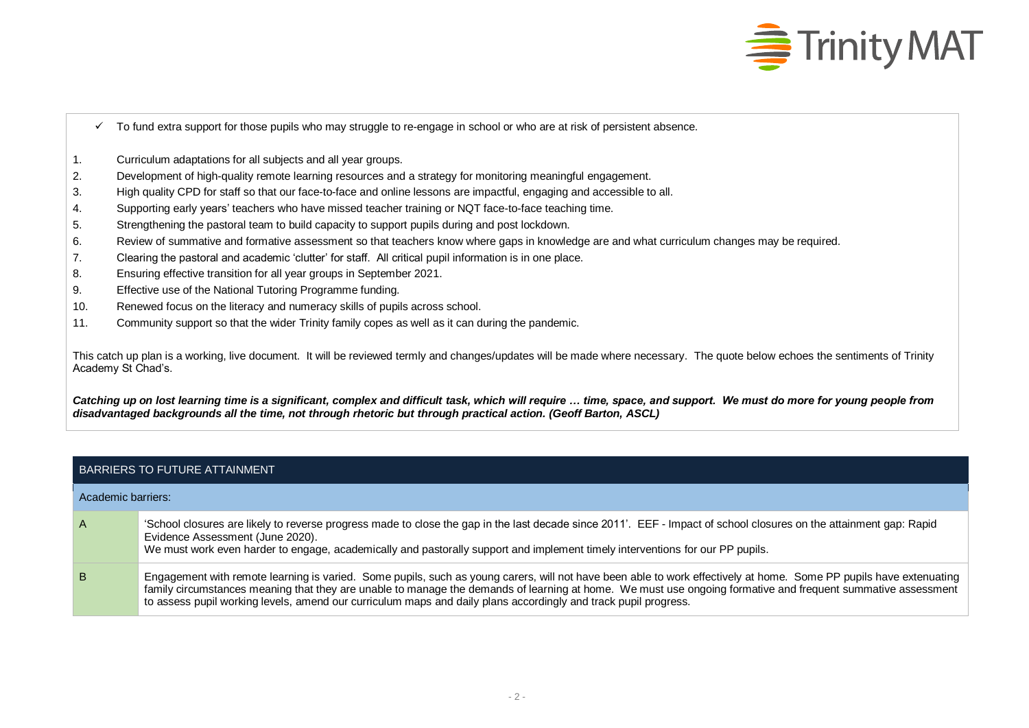- ✓ To fund extra support for those pupils who may struggle to re-engage in school or who are at risk of persistent absence.

1. Curriculum adaptations for all subjects and all year groups.
2. Development of high-quality remote learning resources and a strategy for monitoring meaningful engagement.
3. High quality CPD for staff so that our face-to-face and online lessons are impactful, engaging and accessible to all.
4. Supporting early years' teachers who have missed teacher training or NQT face-to-face teaching time.
5. Strengthening the pastoral team to build capacity to support pupils during and post lockdown.
6. Review of summative and formative assessment so that teachers know where gaps in knowledge are and what curriculum changes may be required.
7. Clearing the pastoral and academic 'clutter' for staff. All critical pupil information is in one place.
8. Ensuring effective transition for all year groups in September 2021.
9. Effective use of the National Tutoring Programme funding.
10. Renewed focus on the literacy and numeracy skills of pupils across school.
11. Community support so that the wider Trinity family copes as well as it can during the pandemic.

This catch up plan is a working, live document. It will be reviewed termly and changes/updates will be made where necessary. The quote below echoes the sentiments of Trinity Academy St Chad's.

***Catching up on lost learning time is a significant, complex and difficult task, which will require … time, space, and support. We must do more for young people from disadvantaged backgrounds all the time, not through rhetoric but through practical action. (Geoff Barton, ASCL)***

| BARRIERS TO FUTURE ATTAINMENT | |
|---|---|
| Academic barriers: | |
| A | 'School closures are likely to reverse progress made to close the gap in the last decade since 2011'. EEF - Impact of school closures on the attainment gap: Rapid Evidence Assessment (June 2020).<br>We must work even harder to engage, academically and pastorally support and implement timely interventions for our PP pupils. |
| B | Engagement with remote learning is varied. Some pupils, such as young carers, will not have been able to work effectively at home. Some PP pupils have extenuating family circumstances meaning that they are unable to manage the demands of learning at home. We must use ongoing formative and frequent summative assessment to assess pupil working levels, amend our curriculum maps and daily plans accordingly and track pupil progress. |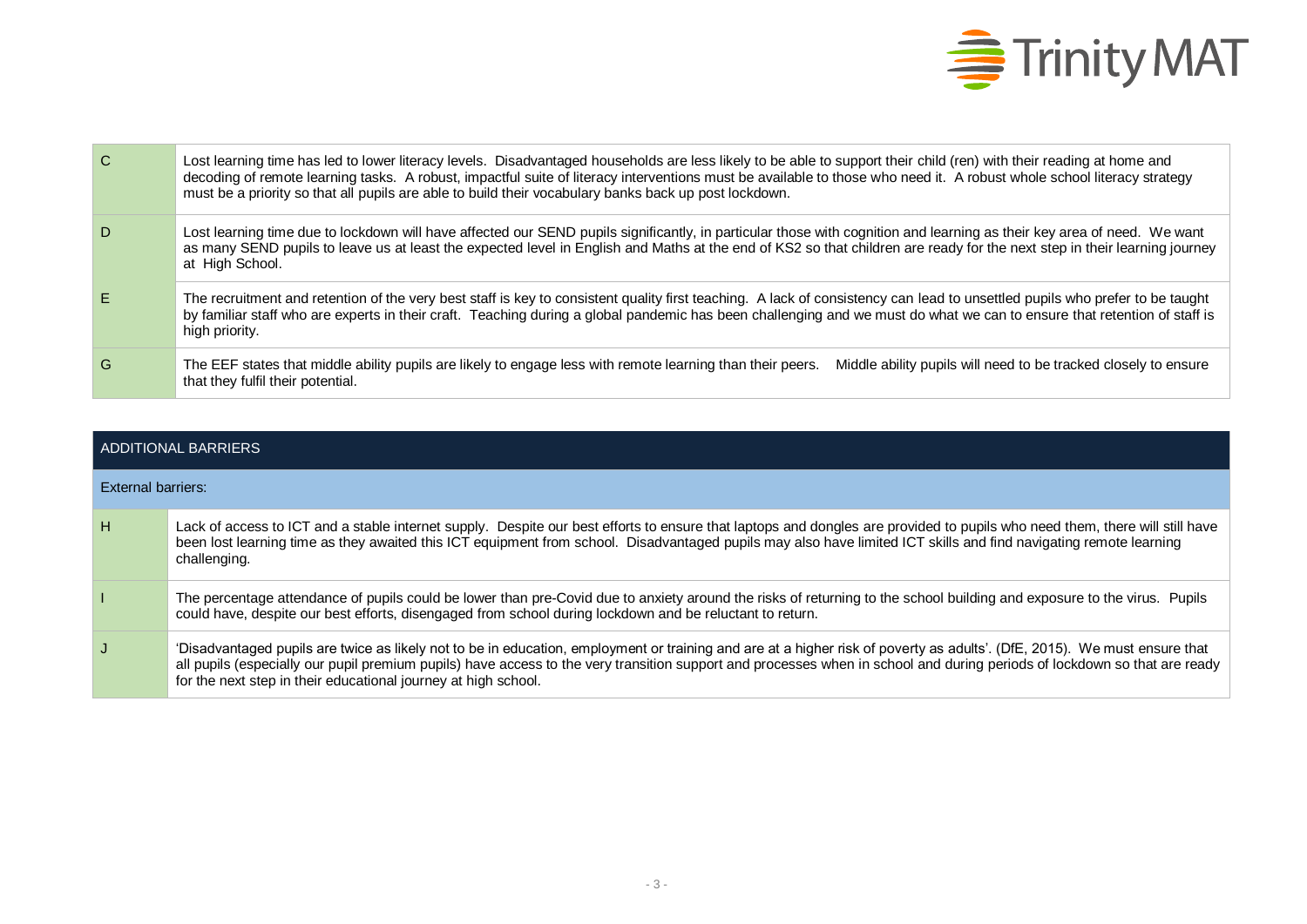| | |
|---|---|
| C | Lost learning time has led to lower literacy levels. Disadvantaged households are less likely to be able to support their child (ren) with their reading at home and decoding of remote learning tasks. A robust, impactful suite of literacy interventions must be available to those who need it. A robust whole school literacy strategy must be a priority so that all pupils are able to build their vocabulary banks back up post lockdown. |
| D | Lost learning time due to lockdown will have affected our SEND pupils significantly, in particular those with cognition and learning as their key area of need. We want as many SEND pupils to leave us at least the expected level in English and Maths at the end of KS2 so that children are ready for the next step in their learning journey at High School. |
| E | The recruitment and retention of the very best staff is key to consistent quality first teaching. A lack of consistency can lead to unsettled pupils who prefer to be taught by familiar staff who are experts in their craft. Teaching during a global pandemic has been challenging and we must do what we can to ensure that retention of staff is high priority. |
| G | The EEF states that middle ability pupils are likely to engage less with remote learning than their peers. Middle ability pupils will need to be tracked closely to ensure that they fulfil their potential. |

| ADDITIONAL BARRIERS | |
|---|---|
| **External barriers:** | |
| H | Lack of access to ICT and a stable internet supply. Despite our best efforts to ensure that laptops and dongles are provided to pupils who need them, there will still have been lost learning time as they awaited this ICT equipment from school. Disadvantaged pupils may also have limited ICT skills and find navigating remote learning challenging. |
| I | The percentage attendance of pupils could be lower than pre-Covid due to anxiety around the risks of returning to the school building and exposure to the virus. Pupils could have, despite our best efforts, disengaged from school during lockdown and be reluctant to return. |
| J | 'Disadvantaged pupils are twice as likely not to be in education, employment or training and are at a higher risk of poverty as adults'. (DfE, 2015). We must ensure that all pupils (especially our pupil premium pupils) have access to the very transition support and processes when in school and during periods of lockdown so that are ready for the next step in their educational journey at high school. |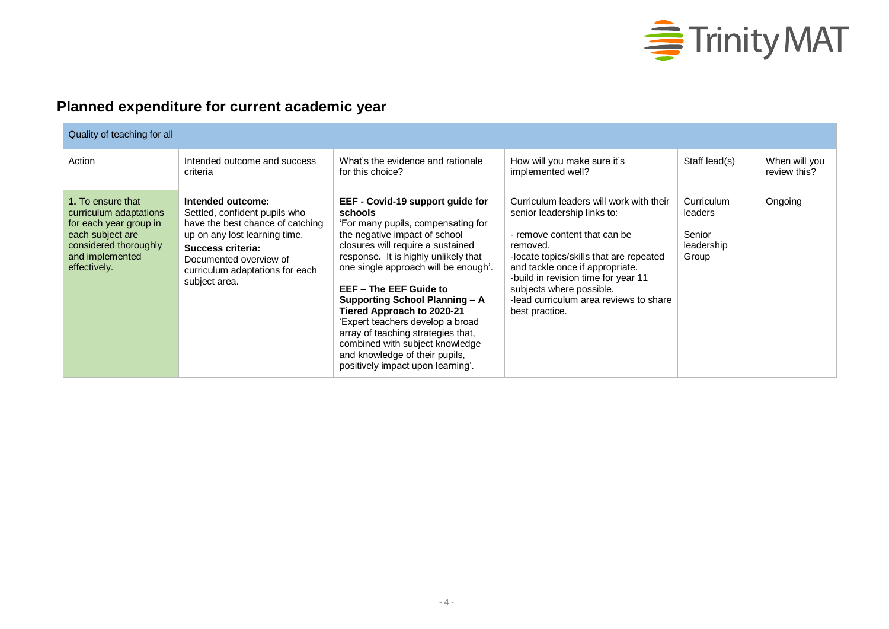## Planned expenditure for current academic year

| Quality of teaching for all | | | | | |
|---|---|---|---|---|---|
| Action | Intended outcome and success criteria | What's the evidence and rationale for this choice? | How will you make sure it's implemented well? | Staff lead(s) | When will you review this? |
| **1.** To ensure that curriculum adaptations for each year group in each subject are considered thoroughly and implemented effectively. | **Intended outcome:** Settled, confident pupils who have the best chance of catching up on any lost learning time. **Success criteria:** Documented overview of curriculum adaptations for each subject area. | **EEF - Covid-19 support guide for schools** 'For many pupils, compensating for the negative impact of school closures will require a sustained response. It is highly unlikely that one single approach will be enough'. **EEF – The EEF Guide to Supporting School Planning – A Tiered Approach to 2020-21** 'Expert teachers develop a broad array of teaching strategies that, combined with subject knowledge and knowledge of their pupils, positively impact upon learning'. | Curriculum leaders will work with their senior leadership links to: - remove content that can be removed. -locate topics/skills that are repeated and tackle once if appropriate. -build in revision time for year 11 subjects where possible. -lead curriculum area reviews to share best practice. | Curriculum leaders Senior leadership Group | Ongoing |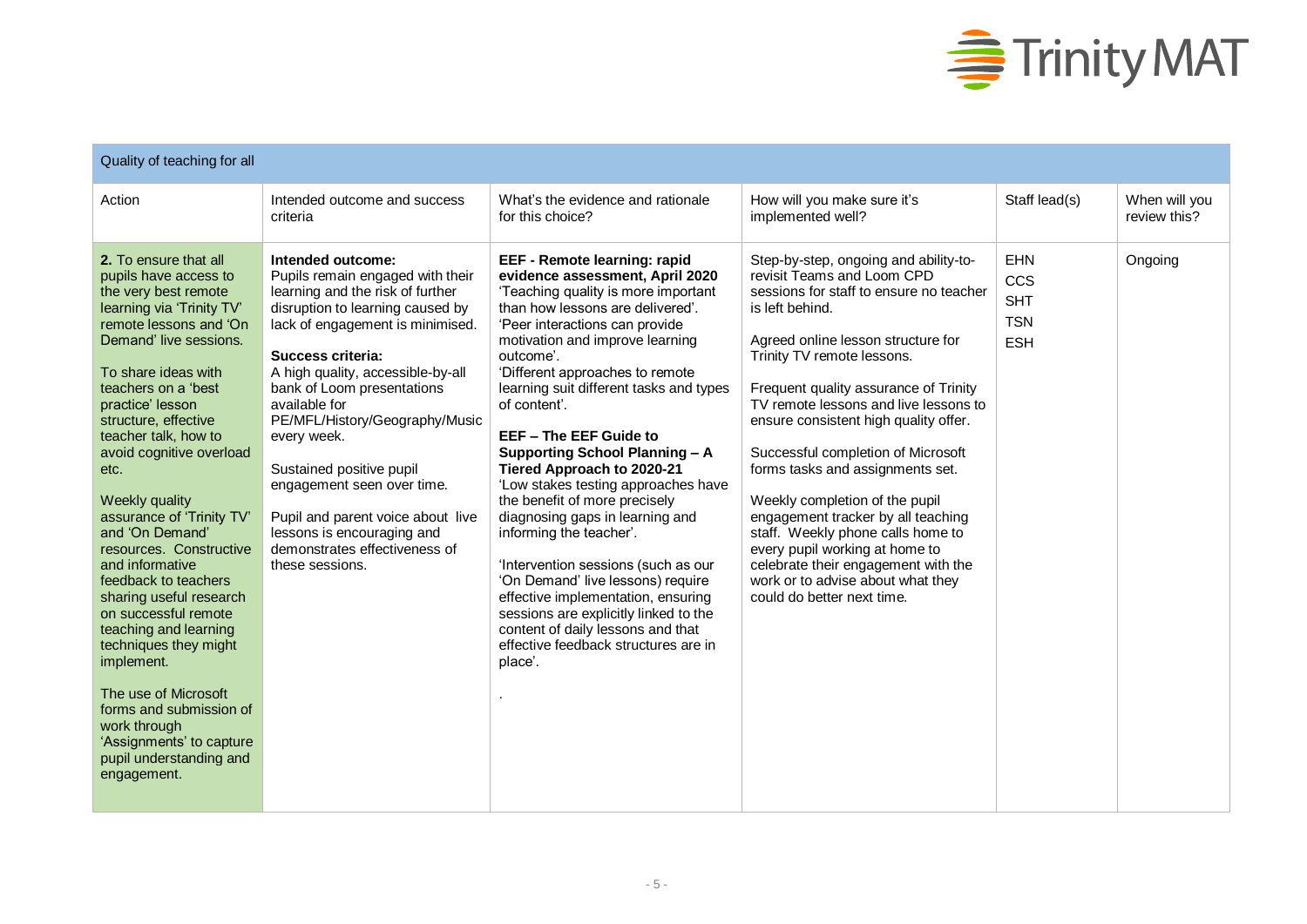| Quality of teaching for all | | | | | |
|---|---|---|---|---|---|
| Action | Intended outcome and success criteria | What's the evidence and rationale for this choice? | How will you make sure it's implemented well? | Staff lead(s) | When will you review this? |
| **2.** To ensure that all pupils have access to the very best remote learning via 'Trinity TV' remote lessons and 'On Demand' live sessions.<br><br>To share ideas with teachers on a 'best practice' lesson structure, effective teacher talk, how to avoid cognitive overload etc.<br><br>Weekly quality assurance of 'Trinity TV' and 'On Demand' resources. Constructive and informative feedback to teachers sharing useful research on successful remote teaching and learning techniques they might implement.<br><br>The use of Microsoft forms and submission of work through 'Assignments' to capture pupil understanding and engagement. | **Intended outcome:**<br>Pupils remain engaged with their learning and the risk of further disruption to learning caused by lack of engagement is minimised.<br><br>**Success criteria:**<br>A high quality, accessible-by-all bank of Loom presentations available for PE/MFL/History/Geography/Music every week.<br><br>Sustained positive pupil engagement seen over time.<br><br>Pupil and parent voice about live lessons is encouraging and demonstrates effectiveness of these sessions. | **EEF - Remote learning: rapid evidence assessment, April 2020**<br>'Teaching quality is more important than how lessons are delivered'.<br>'Peer interactions can provide motivation and improve learning outcome'.<br>'Different approaches to remote learning suit different tasks and types of content'.<br><br>**EEF – The EEF Guide to Supporting School Planning – A Tiered Approach to 2020-21**<br>'Low stakes testing approaches have the benefit of more precisely diagnosing gaps in learning and informing the teacher'.<br><br>'Intervention sessions (such as our 'On Demand' live lessons) require effective implementation, ensuring sessions are explicitly linked to the content of daily lessons and that effective feedback structures are in place'.<br><br>. | Step-by-step, ongoing and ability-to-revisit Teams and Loom CPD sessions for staff to ensure no teacher is left behind.<br><br>Agreed online lesson structure for Trinity TV remote lessons.<br><br>Frequent quality assurance of Trinity TV remote lessons and live lessons to ensure consistent high quality offer.<br><br>Successful completion of Microsoft forms tasks and assignments set.<br><br>Weekly completion of the pupil engagement tracker by all teaching staff. Weekly phone calls home to every pupil working at home to celebrate their engagement with the work or to advise about what they could do better next time. | EHN<br>CCS<br>SHT<br>TSN<br>ESH | Ongoing |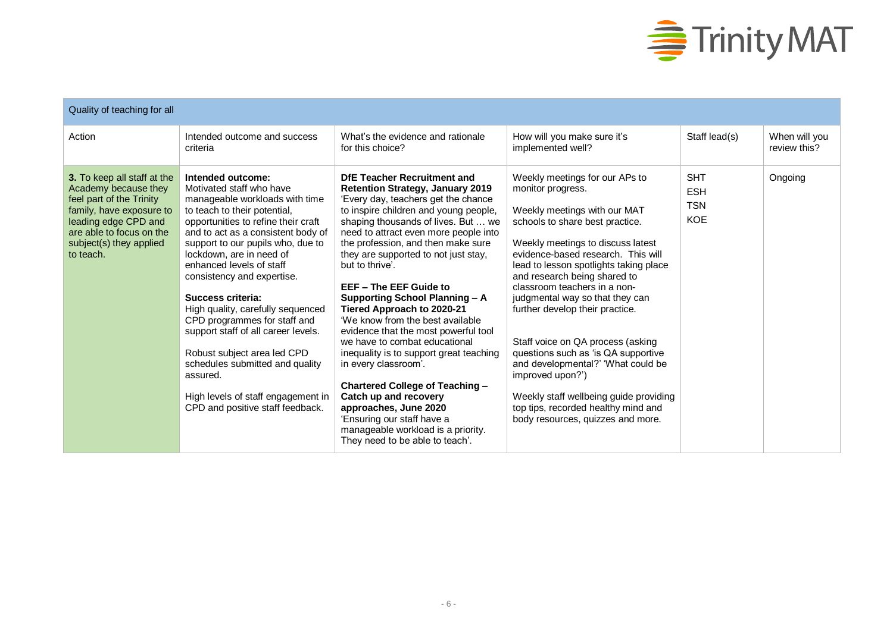| Quality of teaching for all | | | | | |
|---|---|---|---|---|---|
| Action | Intended outcome and success criteria | What's the evidence and rationale for this choice? | How will you make sure it's implemented well? | Staff lead(s) | When will you review this? |
| **3.** To keep all staff at the Academy because they feel part of the Trinity family, have exposure to leading edge CPD and are able to focus on the subject(s) they applied to teach. | **Intended outcome:**<br>Motivated staff who have manageable workloads with time to teach to their potential, opportunities to refine their craft and to act as a consistent body of support to our pupils who, due to lockdown, are in need of enhanced levels of staff consistency and expertise.<br><br>**Success criteria:**<br>High quality, carefully sequenced CPD programmes for staff and support staff of all career levels.<br><br>Robust subject area led CPD schedules submitted and quality assured.<br><br>High levels of staff engagement in CPD and positive staff feedback. | **DfE Teacher Recruitment and Retention Strategy, January 2019**<br>'Every day, teachers get the chance to inspire children and young people, shaping thousands of lives. But … we need to attract even more people into the profession, and then make sure they are supported to not just stay, but to thrive'.<br><br>**EEF – The EEF Guide to Supporting School Planning – A Tiered Approach to 2020-21**<br>'We know from the best available evidence that the most powerful tool we have to combat educational inequality is to support great teaching in every classroom'.<br><br>**Chartered College of Teaching – Catch up and recovery approaches, June 2020**<br>'Ensuring our staff have a manageable workload is a priority. They need to be able to teach'. | Weekly meetings for our APs to monitor progress.<br><br>Weekly meetings with our MAT schools to share best practice.<br><br>Weekly meetings to discuss latest evidence-based research. This will lead to lesson spotlights taking place and research being shared to classroom teachers in a non-judgmental way so that they can further develop their practice.<br><br>Staff voice on QA process (asking questions such as 'is QA supportive and developmental?' 'What could be improved upon?')<br><br>Weekly staff wellbeing guide providing top tips, recorded healthy mind and body resources, quizzes and more. | SHT<br>ESH<br>TSN<br>KOE | Ongoing |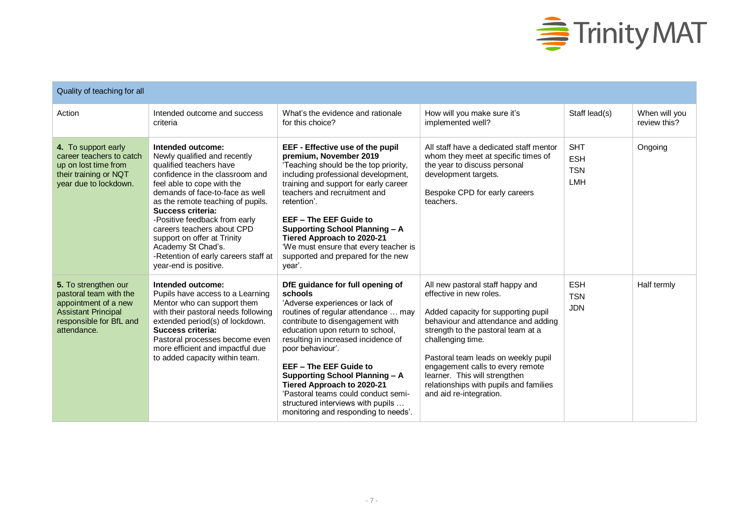| Quality of teaching for all | | | | | |
|---|---|---|---|---|---|
| Action | Intended outcome and success criteria | What's the evidence and rationale for this choice? | How will you make sure it's implemented well? | Staff lead(s) | When will you review this? |
| **4.** To support early career teachers to catch up on lost time from their training or NQT year due to lockdown. | **Intended outcome:** Newly qualified and recently qualified teachers have confidence in the classroom and feel able to cope with the demands of face-to-face as well as the remote teaching of pupils. **Success criteria:** -Positive feedback from early careers teachers about CPD support on offer at Trinity Academy St Chad's. -Retention of early careers staff at year-end is positive. | **EEF - Effective use of the pupil premium, November 2019** 'Teaching should be the top priority, including professional development, training and support for early career teachers and recruitment and retention'. **EEF – The EEF Guide to Supporting School Planning – A Tiered Approach to 2020-21** 'We must ensure that every teacher is supported and prepared for the new year'. | All staff have a dedicated staff mentor whom they meet at specific times of the year to discuss personal development targets. Bespoke CPD for early careers teachers. | SHT ESH TSN LMH | Ongoing |
| **5.** To strengthen our pastoral team with the appointment of a new Assistant Principal responsible for BfL and attendance. | **Intended outcome:** Pupils have access to a Learning Mentor who can support them with their pastoral needs following extended period(s) of lockdown. **Success criteria:** Pastoral processes become even more efficient and impactful due to added capacity within team. | **DfE guidance for full opening of schools** 'Adverse experiences or lack of routines of regular attendance … may contribute to disengagement with education upon return to school, resulting in increased incidence of poor behaviour'. **EEF – The EEF Guide to Supporting School Planning – A Tiered Approach to 2020-21** 'Pastoral teams could conduct semi-structured interviews with pupils … monitoring and responding to needs'. | All new pastoral staff happy and effective in new roles. Added capacity for supporting pupil behaviour and attendance and adding strength to the pastoral team at a challenging time. Pastoral team leads on weekly pupil engagement calls to every remote learner. This will strengthen relationships with pupils and families and aid re-integration. | ESH TSN JDN | Half termly |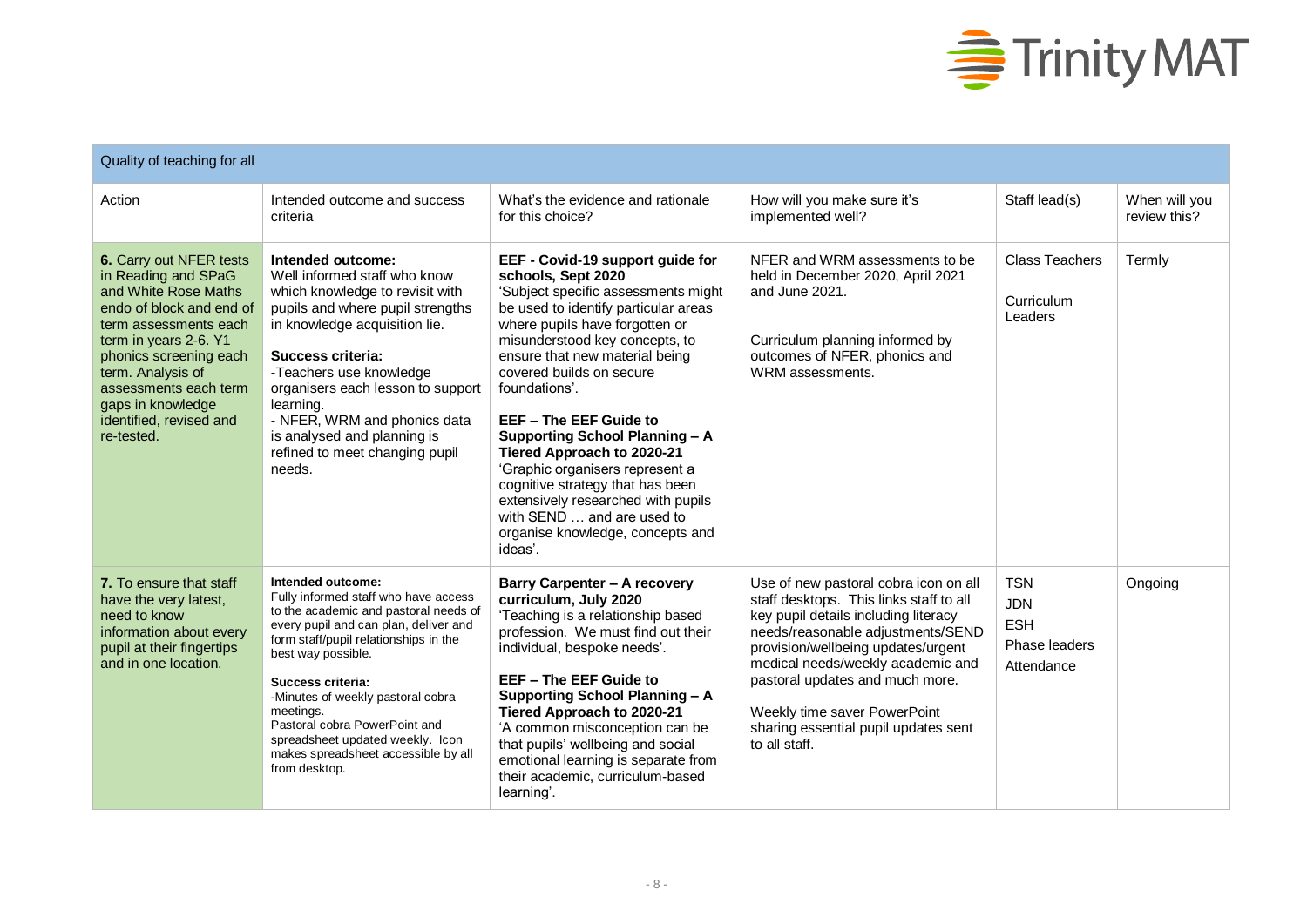| Quality of teaching for all | | | | | |
|---|---|---|---|---|---|
| Action | Intended outcome and success criteria | What's the evidence and rationale for this choice? | How will you make sure it's implemented well? | Staff lead(s) | When will you review this? |
| **6.** Carry out NFER tests in Reading and SPaG and White Rose Maths endo of block and end of term assessments each term in years 2-6. Y1 phonics screening each term. Analysis of assessments each term gaps in knowledge identified, revised and re-tested. | **Intended outcome:** Well informed staff who know which knowledge to revisit with pupils and where pupil strengths in knowledge acquisition lie.<br><br>**Success criteria:**<br>-Teachers use knowledge organisers each lesson to support learning.<br>- NFER, WRM and phonics data is analysed and planning is refined to meet changing pupil needs. | **EEF - Covid-19 support guide for schools, Sept 2020**<br>'Subject specific assessments might be used to identify particular areas where pupils have forgotten or misunderstood key concepts, to ensure that new material being covered builds on secure foundations'.<br><br>**EEF – The EEF Guide to Supporting School Planning – A Tiered Approach to 2020-21**<br>'Graphic organisers represent a cognitive strategy that has been extensively researched with pupils with SEND … and are used to organise knowledge, concepts and ideas'. | NFER and WRM assessments to be held in December 2020, April 2021 and June 2021.<br><br>Curriculum planning informed by outcomes of NFER, phonics and WRM assessments. | Class Teachers<br><br>Curriculum Leaders | Termly |
| **7.** To ensure that staff have the very latest, need to know information about every pupil at their fingertips and in one location. | **Intended outcome:**<br>Fully informed staff who have access to the academic and pastoral needs of every pupil and can plan, deliver and form staff/pupil relationships in the best way possible.<br><br>**Success criteria:**<br>-Minutes of weekly pastoral cobra meetings.<br>Pastoral cobra PowerPoint and spreadsheet updated weekly. Icon makes spreadsheet accessible by all from desktop. | **Barry Carpenter – A recovery curriculum, July 2020**<br>'Teaching is a relationship based profession. We must find out their individual, bespoke needs'.<br><br>**EEF – The EEF Guide to Supporting School Planning – A Tiered Approach to 2020-21**<br>'A common misconception can be that pupils' wellbeing and social emotional learning is separate from their academic, curriculum-based learning'. | Use of new pastoral cobra icon on all staff desktops. This links staff to all key pupil details including literacy needs/reasonable adjustments/SEND provision/wellbeing updates/urgent medical needs/weekly academic and pastoral updates and much more.<br><br>Weekly time saver PowerPoint sharing essential pupil updates sent to all staff. | TSN<br>JDN<br>ESH<br>Phase leaders<br>Attendance | Ongoing |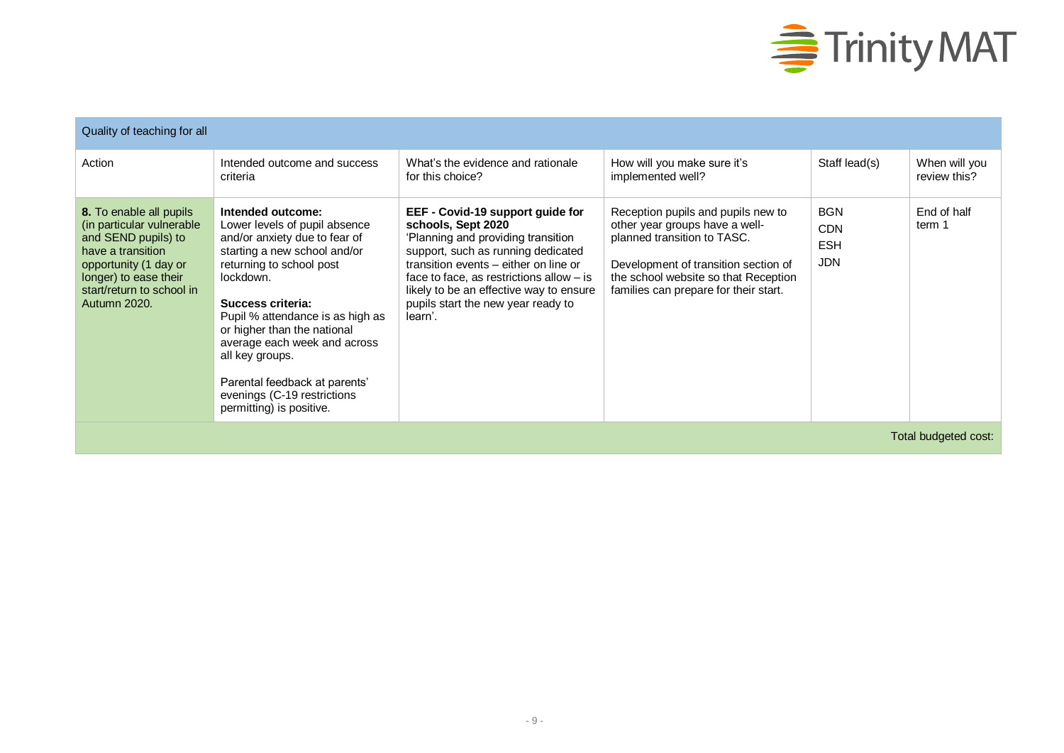| Quality of teaching for all | | | | | |
|---|---|---|---|---|---|
| Action | Intended outcome and success criteria | What's the evidence and rationale for this choice? | How will you make sure it's implemented well? | Staff lead(s) | When will you review this? |
| **8.** To enable all pupils (in particular vulnerable and SEND pupils) to have a transition opportunity (1 day or longer) to ease their start/return to school in Autumn 2020. | **Intended outcome:** Lower levels of pupil absence and/or anxiety due to fear of starting a new school and/or returning to school post lockdown.<br><br>**Success criteria:** Pupil % attendance is as high as or higher than the national average each week and across all key groups.<br><br>Parental feedback at parents' evenings (C-19 restrictions permitting) is positive. | **EEF - Covid-19 support guide for schools, Sept 2020** 'Planning and providing transition support, such as running dedicated transition events – either on line or face to face, as restrictions allow – is likely to be an effective way to ensure pupils start the new year ready to learn'. | Reception pupils and pupils new to other year groups have a well-planned transition to TASC.<br><br>Development of transition section of the school website so that Reception families can prepare for their start. | BGN<br>CDN<br>ESH<br>JDN | End of half term 1 |
| | | | | | Total budgeted cost: |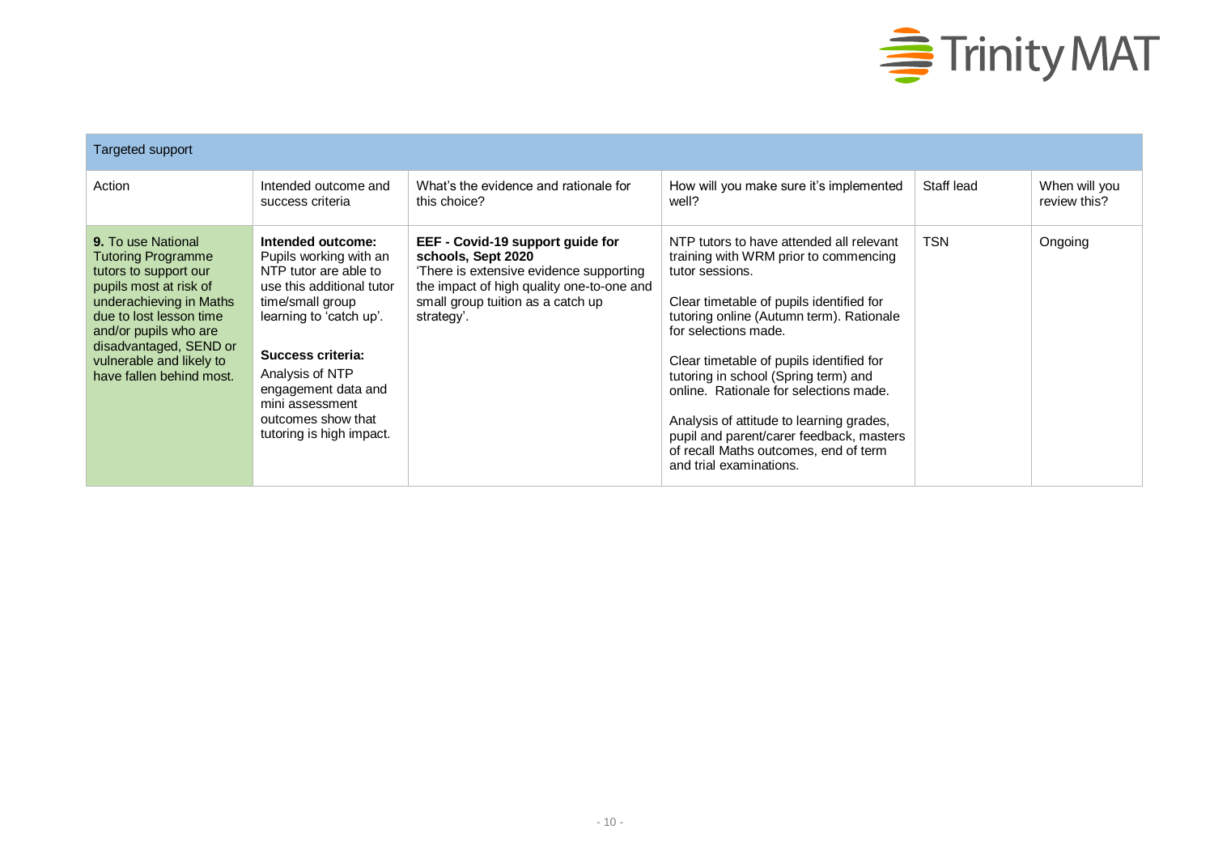| Targeted support | | | | | |
|---|---|---|---|---|---|
| Action | Intended outcome and success criteria | What's the evidence and rationale for this choice? | How will you make sure it's implemented well? | Staff lead | When will you review this? |
| **9.** To use National Tutoring Programme tutors to support our pupils most at risk of underachieving in Maths due to lost lesson time and/or pupils who are disadvantaged, SEND or vulnerable and likely to have fallen behind most. | **Intended outcome:** Pupils working with an NTP tutor are able to use this additional tutor time/small group learning to 'catch up'.<br><br>**Success criteria:** Analysis of NTP engagement data and mini assessment outcomes show that tutoring is high impact. | **EEF - Covid-19 support guide for schools, Sept 2020** 'There is extensive evidence supporting the impact of high quality one-to-one and small group tuition as a catch up strategy'. | NTP tutors to have attended all relevant training with WRM prior to commencing tutor sessions.<br><br>Clear timetable of pupils identified for tutoring online (Autumn term). Rationale for selections made.<br><br>Clear timetable of pupils identified for tutoring in school (Spring term) and online. Rationale for selections made.<br><br>Analysis of attitude to learning grades, pupil and parent/carer feedback, masters of recall Maths outcomes, end of term and trial examinations. | TSN | Ongoing |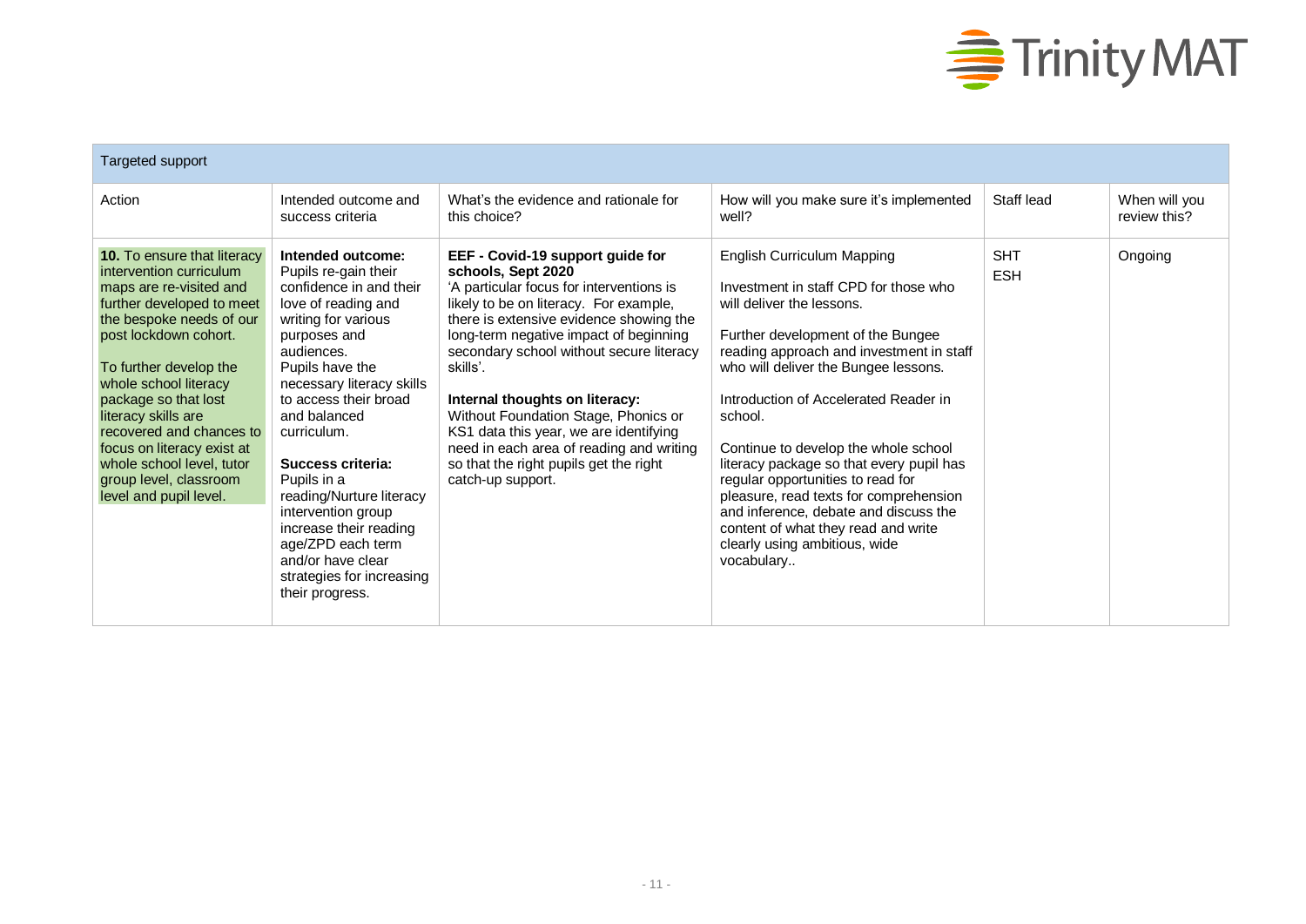| Targeted support | | | | | |
|---|---|---|---|---|---|
| Action | Intended outcome and success criteria | What's the evidence and rationale for this choice? | How will you make sure it's implemented well? | Staff lead | When will you review this? |
| **10.** To ensure that literacy intervention curriculum maps are re-visited and further developed to meet the bespoke needs of our post lockdown cohort.<br><br>To further develop the whole school literacy package so that lost literacy skills are recovered and chances to focus on literacy exist at whole school level, tutor group level, classroom level and pupil level. | **Intended outcome:**<br>Pupils re-gain their confidence in and their love of reading and writing for various purposes and audiences.<br>Pupils have the necessary literacy skills to access their broad and balanced curriculum.<br><br>**Success criteria:**<br>Pupils in a reading/Nurture literacy intervention group increase their reading age/ZPD each term and/or have clear strategies for increasing their progress. | **EEF - Covid-19 support guide for schools, Sept 2020**<br>'A particular focus for interventions is likely to be on literacy. For example, there is extensive evidence showing the long-term negative impact of beginning secondary school without secure literacy skills'.<br><br>**Internal thoughts on literacy:**<br>Without Foundation Stage, Phonics or KS1 data this year, we are identifying need in each area of reading and writing so that the right pupils get the right catch-up support. | English Curriculum Mapping<br><br>Investment in staff CPD for those who will deliver the lessons.<br><br>Further development of the Bungee reading approach and investment in staff who will deliver the Bungee lessons.<br><br>Introduction of Accelerated Reader in school.<br><br>Continue to develop the whole school literacy package so that every pupil has regular opportunities to read for pleasure, read texts for comprehension and inference, debate and discuss the content of what they read and write clearly using ambitious, wide vocabulary.. | SHT<br>ESH | Ongoing |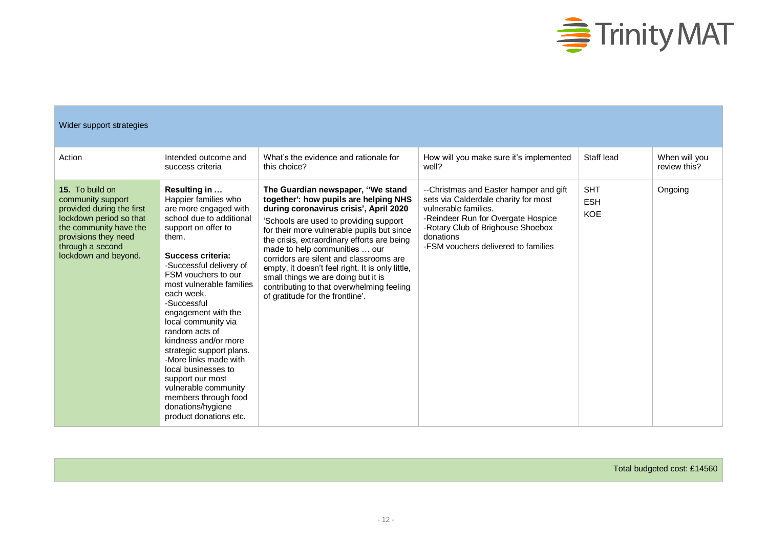| Wider support strategies | | | | | |
|---|---|---|---|---|---|
| Action | Intended outcome and success criteria | What's the evidence and rationale for this choice? | How will you make sure it's implemented well? | Staff lead | When will you review this? |
| **15.** To build on community support provided during the first lockdown period so that the community have the provisions they need through a second lockdown and beyond. | **Resulting in …** Happier families who are more engaged with school due to additional support on offer to them.<br><br>**Success criteria:**<br>-Successful delivery of FSM vouchers to our most vulnerable families each week.<br>-Successful engagement with the local community via random acts of kindness and/or more strategic support plans.<br>-More links made with local businesses to support our most vulnerable community members through food donations/hygiene product donations etc. | **The Guardian newspaper, ''We stand together': how pupils are helping NHS during coronavirus crisis', April 2020**<br>'Schools are used to providing support for their more vulnerable pupils but since the crisis, extraordinary efforts are being made to help communities … our corridors are silent and classrooms are empty, it doesn't feel right. It is only little, small things we are doing but it is contributing to that overwhelming feeling of gratitude for the frontline'. | --Christmas and Easter hamper and gift sets via Calderdale charity for most vulnerable families.<br>-Reindeer Run for Overgate Hospice<br>-Rotary Club of Brighouse Shoebox donations<br>-FSM vouchers delivered to families | SHT<br>ESH<br>KOE | Ongoing |

Total budgeted cost: £14560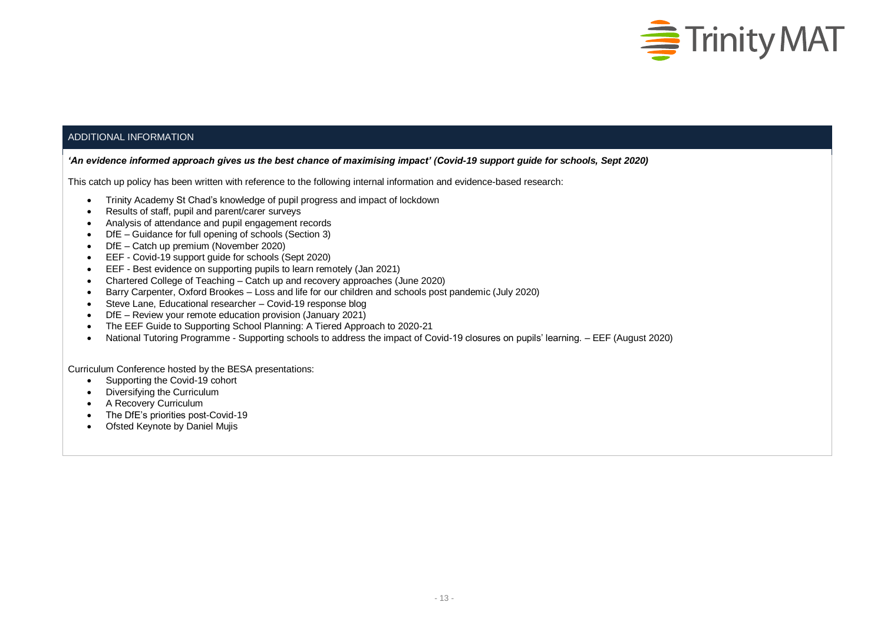## ADDITIONAL INFORMATION

***'An evidence informed approach gives us the best chance of maximising impact' (Covid-19 support guide for schools, Sept 2020)***

This catch up policy has been written with reference to the following internal information and evidence-based research:

- Trinity Academy St Chad's knowledge of pupil progress and impact of lockdown
- Results of staff, pupil and parent/carer surveys
- Analysis of attendance and pupil engagement records
- DfE – Guidance for full opening of schools (Section 3)
- DfE – Catch up premium (November 2020)
- EEF - Covid-19 support guide for schools (Sept 2020)
- EEF - Best evidence on supporting pupils to learn remotely (Jan 2021)
- Chartered College of Teaching – Catch up and recovery approaches (June 2020)
- Barry Carpenter, Oxford Brookes – Loss and life for our children and schools post pandemic (July 2020)
- Steve Lane, Educational researcher – Covid-19 response blog
- DfE – Review your remote education provision (January 2021)
- The EEF Guide to Supporting School Planning: A Tiered Approach to 2020-21
- National Tutoring Programme - Supporting schools to address the impact of Covid-19 closures on pupils' learning. – EEF (August 2020)

Curriculum Conference hosted by the BESA presentations:

- Supporting the Covid-19 cohort
- Diversifying the Curriculum
- A Recovery Curriculum
- The DfE's priorities post-Covid-19
- Ofsted Keynote by Daniel Mujis